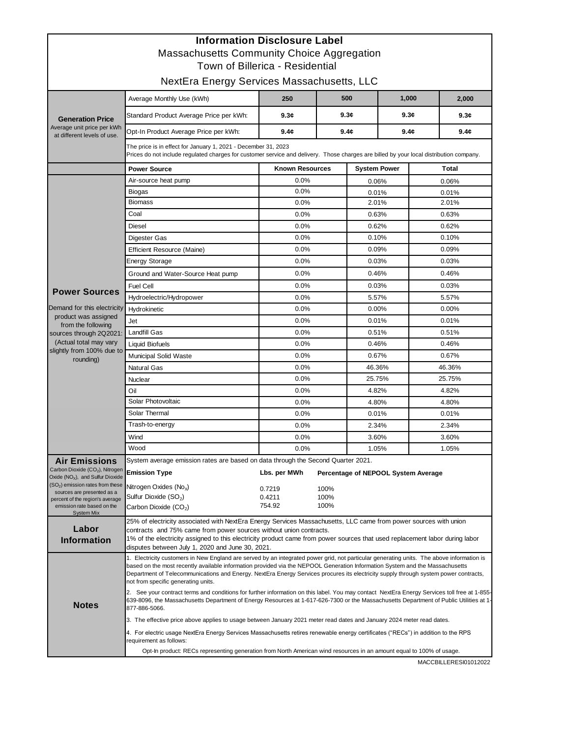# Information Disclosure Label

## Massachusetts Community Choice Aggregation

## Town of Billerica - Residential

## NextEra Energy Services Massachusetts, LLC

| **Generation Price** Average unit price per kWh at different levels of use. | | | | | |
|---|---|---|---|---|---|
| | Average Monthly Use (kWh) | **250** | **500** | **1,000** | **2,000** |
| | Standard Product Average Price per kWh: | **9.3¢** | **9.3¢** | **9.3¢** | **9.3¢** |
| | Opt-In Product Average Price per kWh: | **9.4¢** | **9.4¢** | **9.4¢** | **9.4¢** |

The price is in effect for January 1, 2021 - December 31, 2023
Prices do not include regulated charges for customer service and delivery. Those charges are billed by your local distribution company.

**Power Sources**

Demand for this electricity product was assigned from the following sources through 2Q2021: (Actual total may vary slightly from 100% due to rounding)

| Power Source | Known Resources | System Power | Total |
|---|---|---|---|
| Air-source heat pump | 0.0% | 0.06% | 0.06% |
| Biogas | 0.0% | 0.01% | 0.01% |
| Biomass | 0.0% | 2.01% | 2.01% |
| Coal | 0.0% | 0.63% | 0.63% |
| Diesel | 0.0% | 0.62% | 0.62% |
| Digester Gas | 0.0% | 0.10% | 0.10% |
| Efficient Resource (Maine) | 0.0% | 0.09% | 0.09% |
| Energy Storage | 0.0% | 0.03% | 0.03% |
| Ground and Water-Source Heat pump | 0.0% | 0.46% | 0.46% |
| Fuel Cell | 0.0% | 0.03% | 0.03% |
| Hydroelectric/Hydropower | 0.0% | 5.57% | 5.57% |
| Hydrokinetic | 0.0% | 0.00% | 0.00% |
| Jet | 0.0% | 0.01% | 0.01% |
| Landfill Gas | 0.0% | 0.51% | 0.51% |
| Liquid Biofuels | 0.0% | 0.46% | 0.46% |
| Municipal Solid Waste | 0.0% | 0.67% | 0.67% |
| Natural Gas | 0.0% | 46.36% | 46.36% |
| Nuclear | 0.0% | 25.75% | 25.75% |
| Oil | 0.0% | 4.82% | 4.82% |
| Solar Photovoltaic | 0.0% | 4.80% | 4.80% |
| Solar Thermal | 0.0% | 0.01% | 0.01% |
| Trash-to-energy | 0.0% | 2.34% | 2.34% |
| Wind | 0.0% | 3.60% | 3.60% |
| Wood | 0.0% | 1.05% | 1.05% |

**Air Emissions**

Carbon Dioxide ($CO_2$), Nitrogen Oxide ($NO_X$), and Sulfur Dioxide ($SO_2$) emission rates from these sources are presented as a percent of the region's average emission rate based on the System Mix

System average emission rates are based on data through the Second Quarter 2021.

| Emission Type | Lbs. per MWh | Percentage of NEPOOL System Average |
|---|---|---|
| Nitrogen Oxides ($No_X$) | 0.7219 | 100% |
| Sulfur Dioxide ($SO_2$) | 0.4211 | 100% |
| Carbon Dioxide ($CO_2$) | 754.92 | 100% |

**Labor Information**

25% of electricity associated with NextEra Energy Services Massachusetts, LLC came from power sources with union contracts and 75% came from power sources without union contracts.
1% of the electricity assigned to this electricity product came from power sources that used replacement labor during labor disputes between July 1, 2020 and June 30, 2021.

**Notes**

1. Electricity customers in New England are served by an integrated power grid, not particular generating units. The above information is based on the most recently available information provided via the NEPOOL Generation Information System and the Massachusetts Department of Telecommunications and Energy. NextEra Energy Services procures its electricity supply through system power contracts, not from specific generating units.

2. See your contract terms and conditions for further information on this label. You may contact NextEra Energy Services toll free at 1-855-639-8096, the Massachusetts Department of Energy Resources at 1-617-626-7300 or the Massachusetts Department of Public Utilities at 1-877-886-5066.

3. The effective price above applies to usage between January 2021 meter read dates and January 2024 meter read dates.

4. For electric usage NextEra Energy Services Massachusetts retires renewable energy certificates ("RECs") in addition to the RPS requirement as follows:

Opt-In product: RECs representing generation from North American wind resources in an amount equal to 100% of usage.

MACCBILLERESI01012022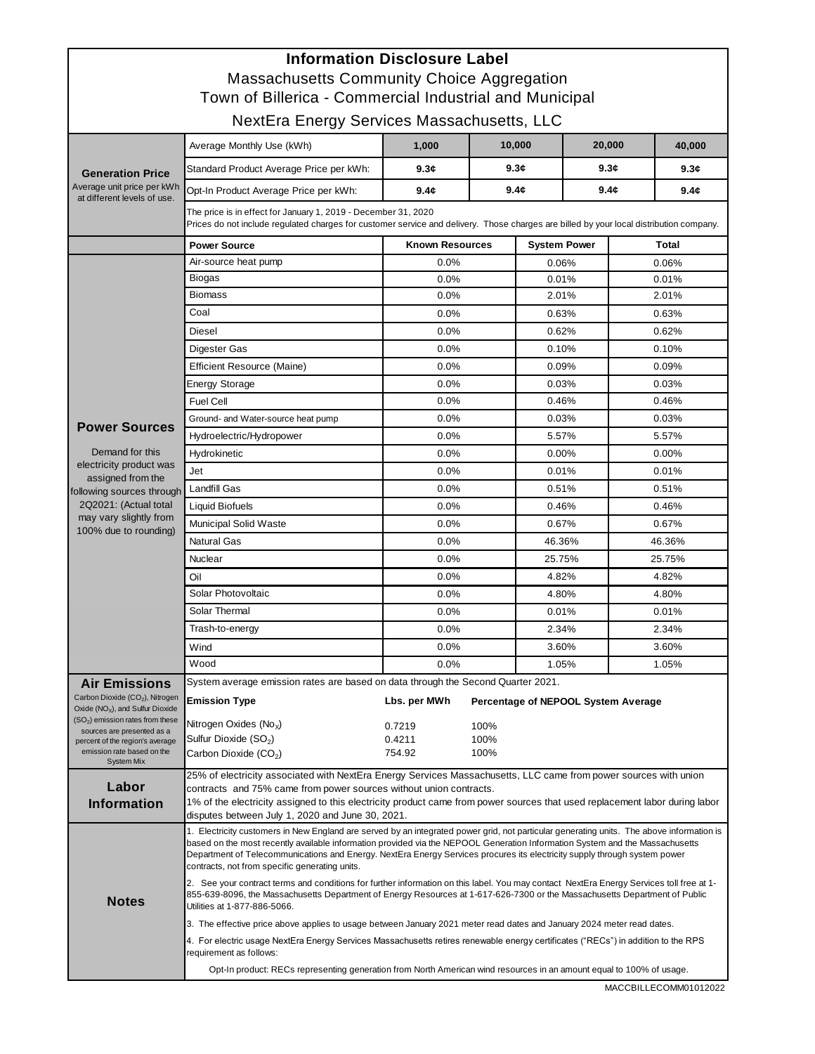# Information Disclosure Label

## Massachusetts Community Choice Aggregation

## Town of Billerica - Commercial Industrial and Municipal

## NextEra Energy Services Massachusetts, LLC

| | | | | | |
|---|---|---|---|---|---|
| **Generation Price** Average unit price per kWh at different levels of use. | Average Monthly Use (kWh) | **1,000** | **10,000** | **20,000** | **40,000** |
| | Standard Product Average Price per kWh: | **9.3¢** | **9.3¢** | **9.3¢** | **9.3¢** |
| | Opt-In Product Average Price per kWh: | **9.4¢** | **9.4¢** | **9.4¢** | **9.4¢** |

The price is in effect for January 1, 2019 - December 31, 2020
Prices do not include regulated charges for customer service and delivery. Those charges are billed by your local distribution company.

### Power Sources

Demand for this electricity product was assigned from the following sources through 2Q2021: (Actual total may vary slightly from 100% due to rounding)

| Power Source | Known Resources | System Power | Total |
|---|---|---|---|
| Air-source heat pump | 0.0% | 0.06% | 0.06% |
| Biogas | 0.0% | 0.01% | 0.01% |
| Biomass | 0.0% | 2.01% | 2.01% |
| Coal | 0.0% | 0.63% | 0.63% |
| Diesel | 0.0% | 0.62% | 0.62% |
| Digester Gas | 0.0% | 0.10% | 0.10% |
| Efficient Resource (Maine) | 0.0% | 0.09% | 0.09% |
| Energy Storage | 0.0% | 0.03% | 0.03% |
| Fuel Cell | 0.0% | 0.46% | 0.46% |
| Ground- and Water-source heat pump | 0.0% | 0.03% | 0.03% |
| Hydroelectric/Hydropower | 0.0% | 5.57% | 5.57% |
| Hydrokinetic | 0.0% | 0.00% | 0.00% |
| Jet | 0.0% | 0.01% | 0.01% |
| Landfill Gas | 0.0% | 0.51% | 0.51% |
| Liquid Biofuels | 0.0% | 0.46% | 0.46% |
| Municipal Solid Waste | 0.0% | 0.67% | 0.67% |
| Natural Gas | 0.0% | 46.36% | 46.36% |
| Nuclear | 0.0% | 25.75% | 25.75% |
| Oil | 0.0% | 4.82% | 4.82% |
| Solar Photovoltaic | 0.0% | 4.80% | 4.80% |
| Solar Thermal | 0.0% | 0.01% | 0.01% |
| Trash-to-energy | 0.0% | 2.34% | 2.34% |
| Wind | 0.0% | 3.60% | 3.60% |
| Wood | 0.0% | 1.05% | 1.05% |

### Air Emissions

Carbon Dioxide ($CO_2$), Nitrogen Oxide ($NO_X$), and Sulfur Dioxide ($SO_2$) emission rates from these sources are presented as a percent of the region's average emission rate based on the System Mix

System average emission rates are based on data through the Second Quarter 2021.

| Emission Type | Lbs. per MWh | Percentage of NEPOOL System Average |
|---|---|---|
| Nitrogen Oxides ($No_X$) | 0.7219 | 100% |
| Sulfur Dioxide ($SO_2$) | 0.4211 | 100% |
| Carbon Dioxide ($CO_2$) | 754.92 | 100% |

### Labor Information

25% of electricity associated with NextEra Energy Services Massachusetts, LLC came from power sources with union contracts and 75% came from power sources without union contracts.
1% of the electricity assigned to this electricity product came from power sources that used replacement labor during labor disputes between July 1, 2020 and June 30, 2021.

### Notes

1. Electricity customers in New England are served by an integrated power grid, not particular generating units. The above information is based on the most recently available information provided via the NEPOOL Generation Information System and the Massachusetts Department of Telecommunications and Energy. NextEra Energy Services procures its electricity supply through system power contracts, not from specific generating units.

2. See your contract terms and conditions for further information on this label. You may contact NextEra Energy Services toll free at 1-855-639-8096, the Massachusetts Department of Energy Resources at 1-617-626-7300 or the Massachusetts Department of Public Utilities at 1-877-886-5066.

3. The effective price above applies to usage between January 2021 meter read dates and January 2024 meter read dates.

4. For electric usage NextEra Energy Services Massachusetts retires renewable energy certificates ("RECs") in addition to the RPS requirement as follows:

Opt-In product: RECs representing generation from North American wind resources in an amount equal to 100% of usage.

MACCBILLECOMM01012022